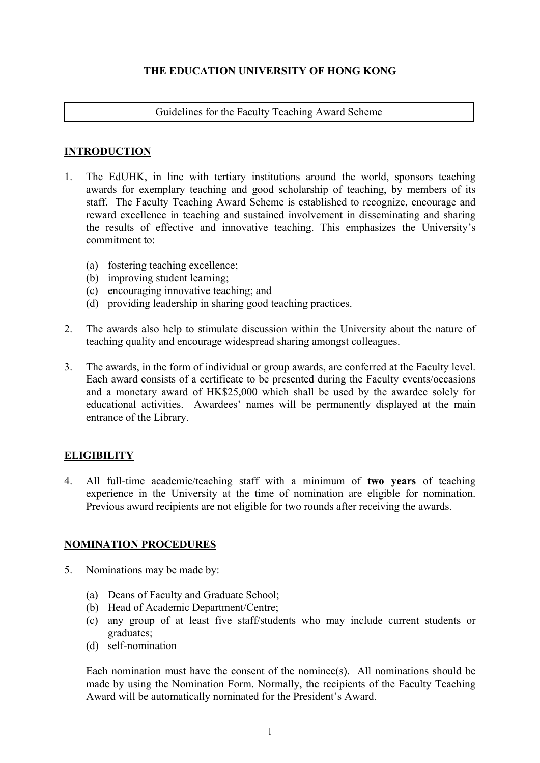# THE EDUCATION UNIVERSITY OF HONG KONG

Guidelines for the Faculty Teaching Award Scheme

## INTRODUCTION

1. The EdUHK, in line with tertiary institutions around the world, sponsors teaching awards for exemplary teaching and good scholarship of teaching, by members of its staff. The Faculty Teaching Award Scheme is established to recognize, encourage and reward excellence in teaching and sustained involvement in disseminating and sharing the results of effective and innovative teaching. This emphasizes the University's commitment to:

   (a) fostering teaching excellence;
   (b) improving student learning;
   (c) encouraging innovative teaching; and
   (d) providing leadership in sharing good teaching practices.

2. The awards also help to stimulate discussion within the University about the nature of teaching quality and encourage widespread sharing amongst colleagues.

3. The awards, in the form of individual or group awards, are conferred at the Faculty level. Each award consists of a certificate to be presented during the Faculty events/occasions and a monetary award of HK$25,000 which shall be used by the awardee solely for educational activities. Awardees' names will be permanently displayed at the main entrance of the Library.

## ELIGIBILITY

4. All full-time academic/teaching staff with a minimum of **two years** of teaching experience in the University at the time of nomination are eligible for nomination. Previous award recipients are not eligible for two rounds after receiving the awards.

## NOMINATION PROCEDURES

5. Nominations may be made by:

   (a) Deans of Faculty and Graduate School;
   (b) Head of Academic Department/Centre;
   (c) any group of at least five staff/students who may include current students or graduates;
   (d) self-nomination

   Each nomination must have the consent of the nominee(s). All nominations should be made by using the Nomination Form. Normally, the recipients of the Faculty Teaching Award will be automatically nominated for the President's Award.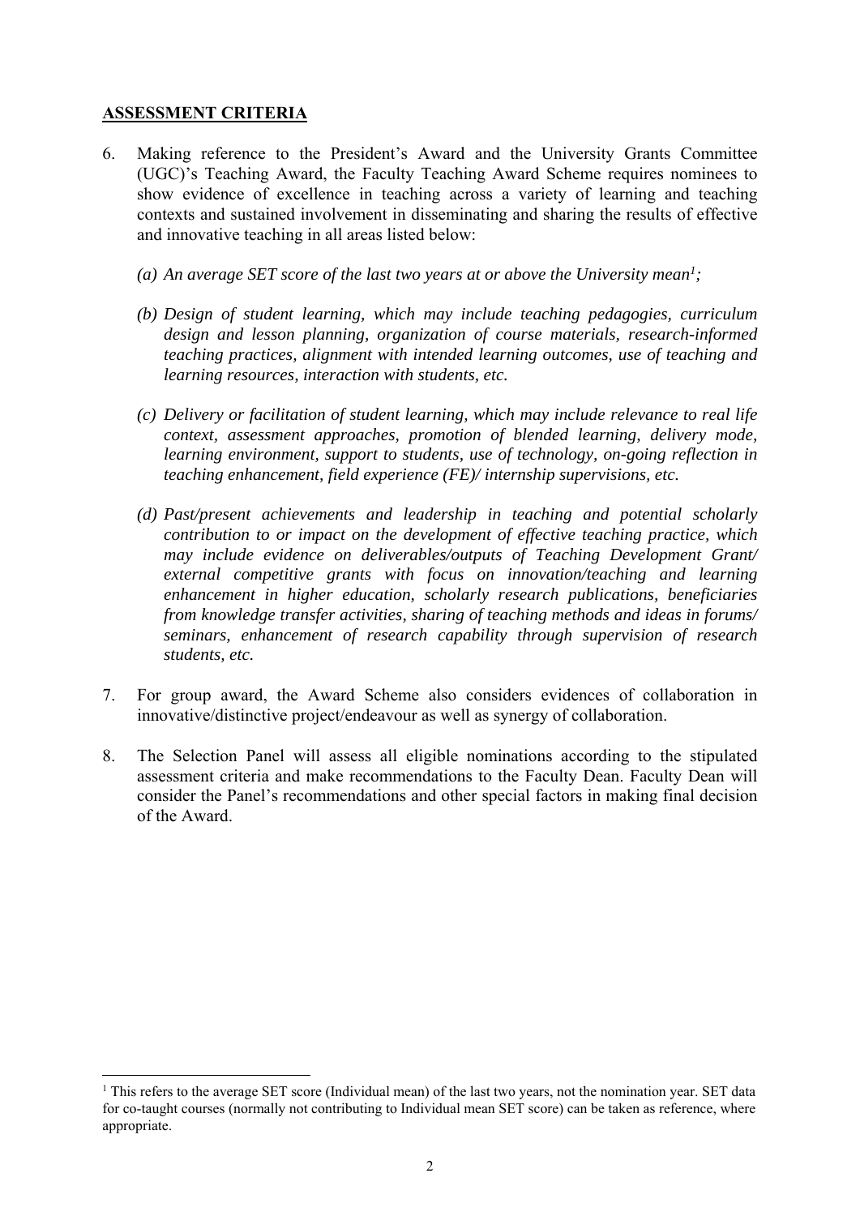**ASSESSMENT CRITERIA**

6. Making reference to the President's Award and the University Grants Committee (UGC)'s Teaching Award, the Faculty Teaching Award Scheme requires nominees to show evidence of excellence in teaching across a variety of learning and teaching contexts and sustained involvement in disseminating and sharing the results of effective and innovative teaching in all areas listed below:

   *(a) An average SET score of the last two years at or above the University mean[1];*

   *(b) Design of student learning, which may include teaching pedagogies, curriculum design and lesson planning, organization of course materials, research-informed teaching practices, alignment with intended learning outcomes, use of teaching and learning resources, interaction with students, etc.*

   *(c) Delivery or facilitation of student learning, which may include relevance to real life context, assessment approaches, promotion of blended learning, delivery mode, learning environment, support to students, use of technology, on-going reflection in teaching enhancement, field experience (FE)/ internship supervisions, etc.*

   *(d) Past/present achievements and leadership in teaching and potential scholarly contribution to or impact on the development of effective teaching practice, which may include evidence on deliverables/outputs of Teaching Development Grant/ external competitive grants with focus on innovation/teaching and learning enhancement in higher education, scholarly research publications, beneficiaries from knowledge transfer activities, sharing of teaching methods and ideas in forums/ seminars, enhancement of research capability through supervision of research students, etc.*

7. For group award, the Award Scheme also considers evidences of collaboration in innovative/distinctive project/endeavour as well as synergy of collaboration.

8. The Selection Panel will assess all eligible nominations according to the stipulated assessment criteria and make recommendations to the Faculty Dean. Faculty Dean will consider the Panel's recommendations and other special factors in making final decision of the Award.

---

[1] This refers to the average SET score (Individual mean) of the last two years, not the nomination year. SET data for co-taught courses (normally not contributing to Individual mean SET score) can be taken as reference, where appropriate.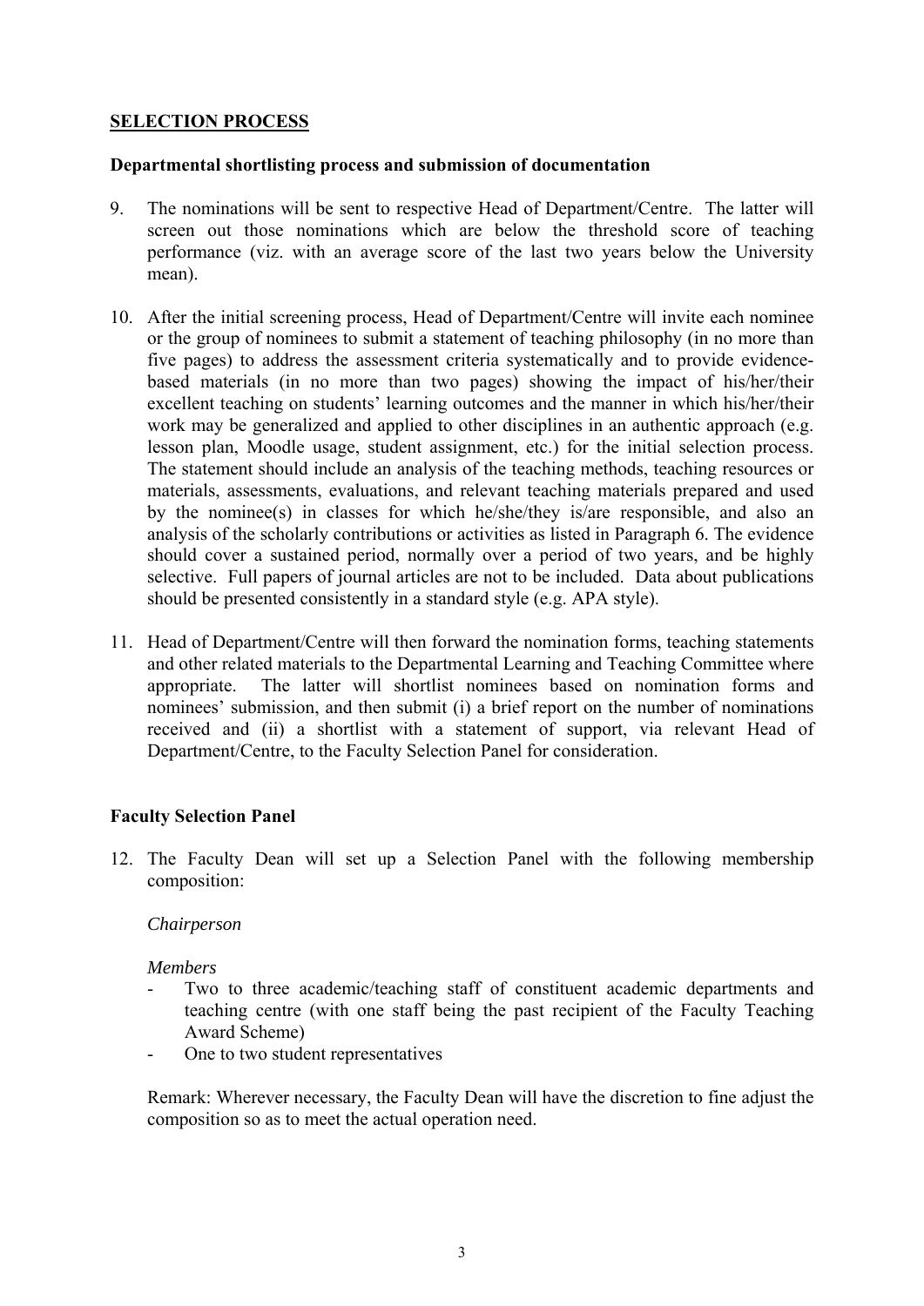## SELECTION PROCESS

### Departmental shortlisting process and submission of documentation

9. The nominations will be sent to respective Head of Department/Centre. The latter will screen out those nominations which are below the threshold score of teaching performance (viz. with an average score of the last two years below the University mean).

10. After the initial screening process, Head of Department/Centre will invite each nominee or the group of nominees to submit a statement of teaching philosophy (in no more than five pages) to address the assessment criteria systematically and to provide evidence-based materials (in no more than two pages) showing the impact of his/her/their excellent teaching on students' learning outcomes and the manner in which his/her/their work may be generalized and applied to other disciplines in an authentic approach (e.g. lesson plan, Moodle usage, student assignment, etc.) for the initial selection process. The statement should include an analysis of the teaching methods, teaching resources or materials, assessments, evaluations, and relevant teaching materials prepared and used by the nominee(s) in classes for which he/she/they is/are responsible, and also an analysis of the scholarly contributions or activities as listed in Paragraph 6. The evidence should cover a sustained period, normally over a period of two years, and be highly selective. Full papers of journal articles are not to be included. Data about publications should be presented consistently in a standard style (e.g. APA style).

11. Head of Department/Centre will then forward the nomination forms, teaching statements and other related materials to the Departmental Learning and Teaching Committee where appropriate. The latter will shortlist nominees based on nomination forms and nominees' submission, and then submit (i) a brief report on the number of nominations received and (ii) a shortlist with a statement of support, via relevant Head of Department/Centre, to the Faculty Selection Panel for consideration.

### Faculty Selection Panel

12. The Faculty Dean will set up a Selection Panel with the following membership composition:

    *Chairperson*

    *Members*
    - Two to three academic/teaching staff of constituent academic departments and teaching centre (with one staff being the past recipient of the Faculty Teaching Award Scheme)
    - One to two student representatives

    Remark: Wherever necessary, the Faculty Dean will have the discretion to fine adjust the composition so as to meet the actual operation need.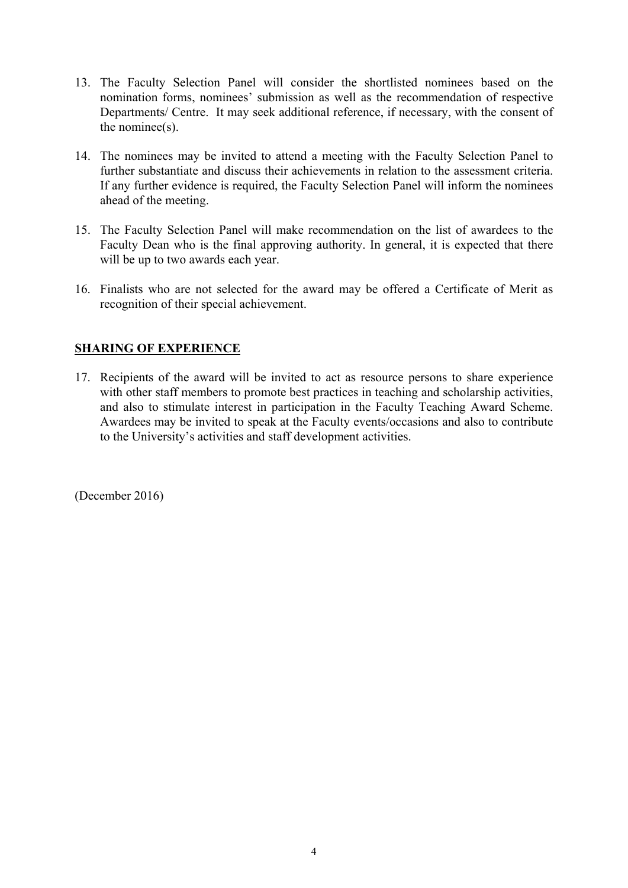13. The Faculty Selection Panel will consider the shortlisted nominees based on the nomination forms, nominees' submission as well as the recommendation of respective Departments/ Centre. It may seek additional reference, if necessary, with the consent of the nominee(s).

14. The nominees may be invited to attend a meeting with the Faculty Selection Panel to further substantiate and discuss their achievements in relation to the assessment criteria. If any further evidence is required, the Faculty Selection Panel will inform the nominees ahead of the meeting.

15. The Faculty Selection Panel will make recommendation on the list of awardees to the Faculty Dean who is the final approving authority. In general, it is expected that there will be up to two awards each year.

16. Finalists who are not selected for the award may be offered a Certificate of Merit as recognition of their special achievement.

## SHARING OF EXPERIENCE

17. Recipients of the award will be invited to act as resource persons to share experience with other staff members to promote best practices in teaching and scholarship activities, and also to stimulate interest in participation in the Faculty Teaching Award Scheme. Awardees may be invited to speak at the Faculty events/occasions and also to contribute to the University's activities and staff development activities.

(December 2016)